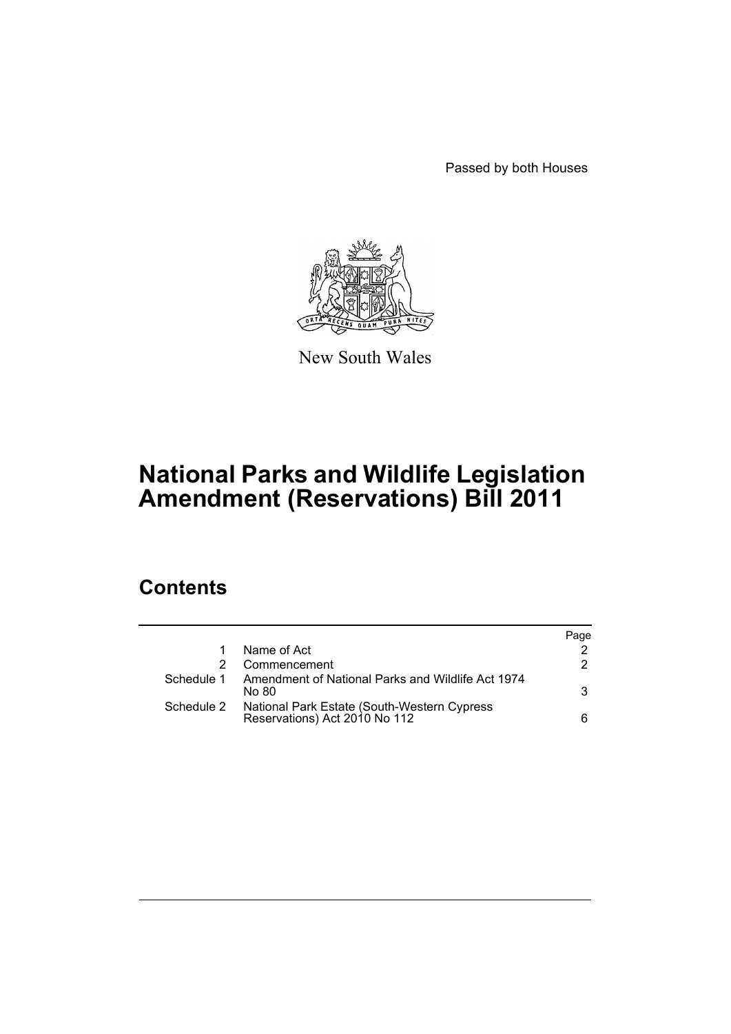Passed by both Houses

New South Wales

# National Parks and Wildlife Legislation Amendment (Reservations) Bill 2011

## Contents

| | | Page |
|---|---|---|
| 1 | Name of Act | 2 |
| 2 | Commencement | 2 |
| Schedule 1 | Amendment of National Parks and Wildlife Act 1974 No 80 | 3 |
| Schedule 2 | National Park Estate (South-Western Cypress Reservations) Act 2010 No 112 | 6 |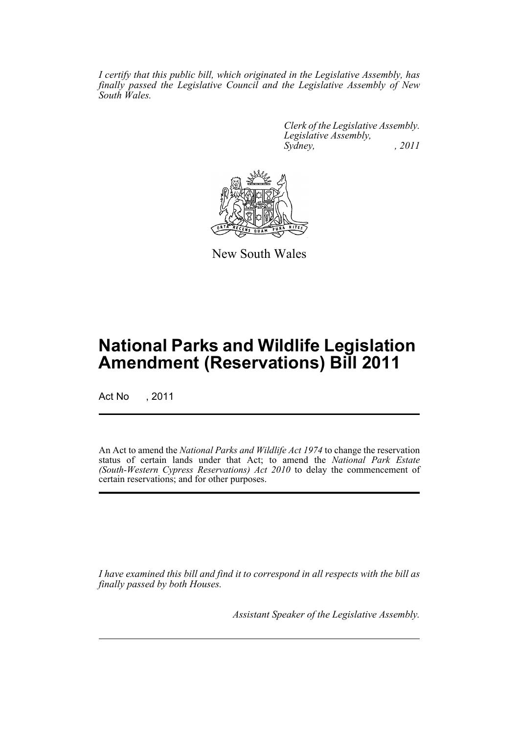*I certify that this public bill, which originated in the Legislative Assembly, has finally passed the Legislative Council and the Legislative Assembly of New South Wales.*

*Clerk of the Legislative Assembly.*
*Legislative Assembly,*
*Sydney, , 2011*

New South Wales

# National Parks and Wildlife Legislation Amendment (Reservations) Bill 2011

Act No , 2011

An Act to amend the *National Parks and Wildlife Act 1974* to change the reservation status of certain lands under that Act; to amend the *National Park Estate (South-Western Cypress Reservations) Act 2010* to delay the commencement of certain reservations; and for other purposes.

*I have examined this bill and find it to correspond in all respects with the bill as finally passed by both Houses.*

*Assistant Speaker of the Legislative Assembly.*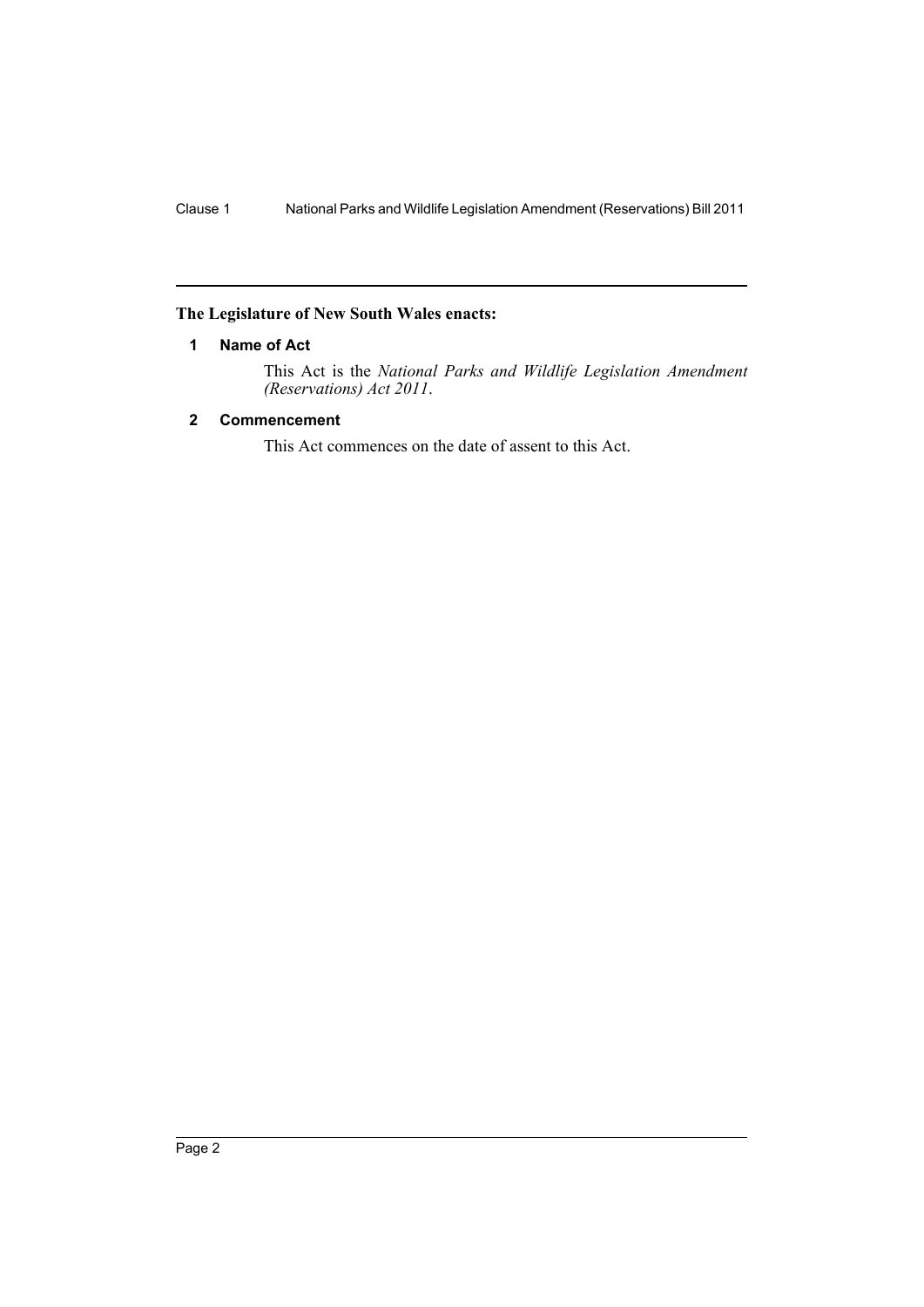**The Legislature of New South Wales enacts:**

### 1 Name of Act

This Act is the *National Parks and Wildlife Legislation Amendment (Reservations) Act 2011*.

### 2 Commencement

This Act commences on the date of assent to this Act.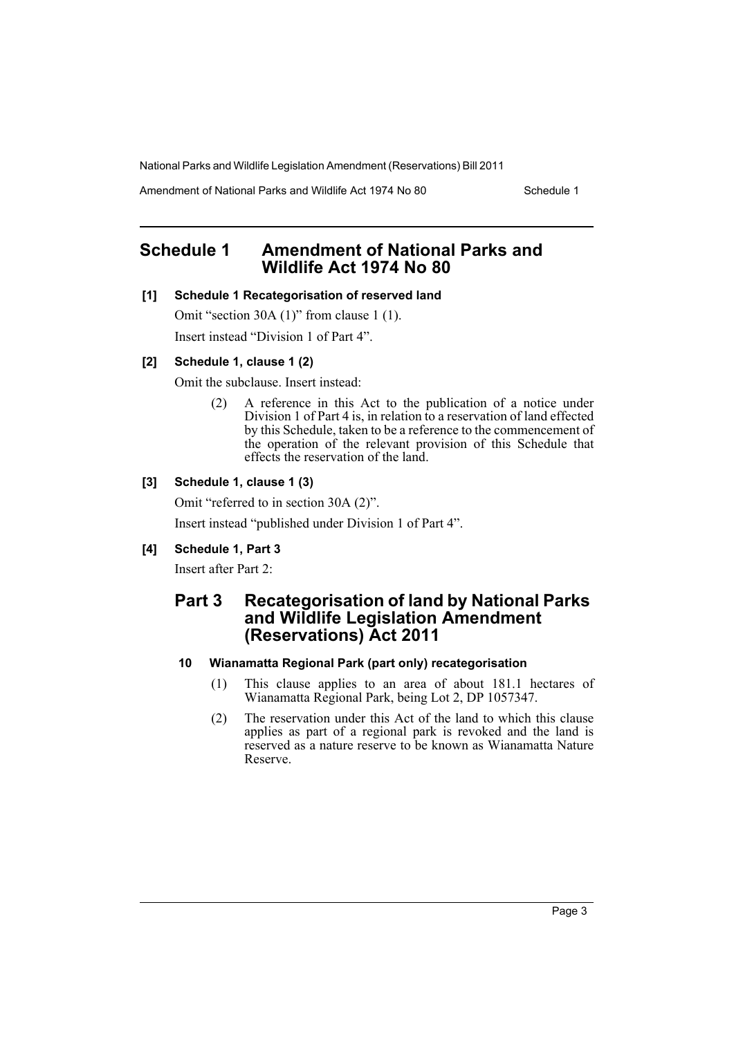# Schedule 1 Amendment of National Parks and Wildlife Act 1974 No 80

**[1] Schedule 1 Recategorisation of reserved land**

Omit "section 30A (1)" from clause 1 (1).

Insert instead "Division 1 of Part 4".

**[2] Schedule 1, clause 1 (2)**

Omit the subclause. Insert instead:

> (2) A reference in this Act to the publication of a notice under Division 1 of Part 4 is, in relation to a reservation of land effected by this Schedule, taken to be a reference to the commencement of the operation of the relevant provision of this Schedule that effects the reservation of the land.

**[3] Schedule 1, clause 1 (3)**

Omit "referred to in section 30A (2)".

Insert instead "published under Division 1 of Part 4".

**[4] Schedule 1, Part 3**

Insert after Part 2:

## Part 3 Recategorisation of land by National Parks and Wildlife Legislation Amendment (Reservations) Act 2011

**10 Wianamatta Regional Park (part only) recategorisation**

> (1) This clause applies to an area of about 181.1 hectares of Wianamatta Regional Park, being Lot 2, DP 1057347.
>
> (2) The reservation under this Act of the land to which this clause applies as part of a regional park is revoked and the land is reserved as a nature reserve to be known as Wianamatta Nature Reserve.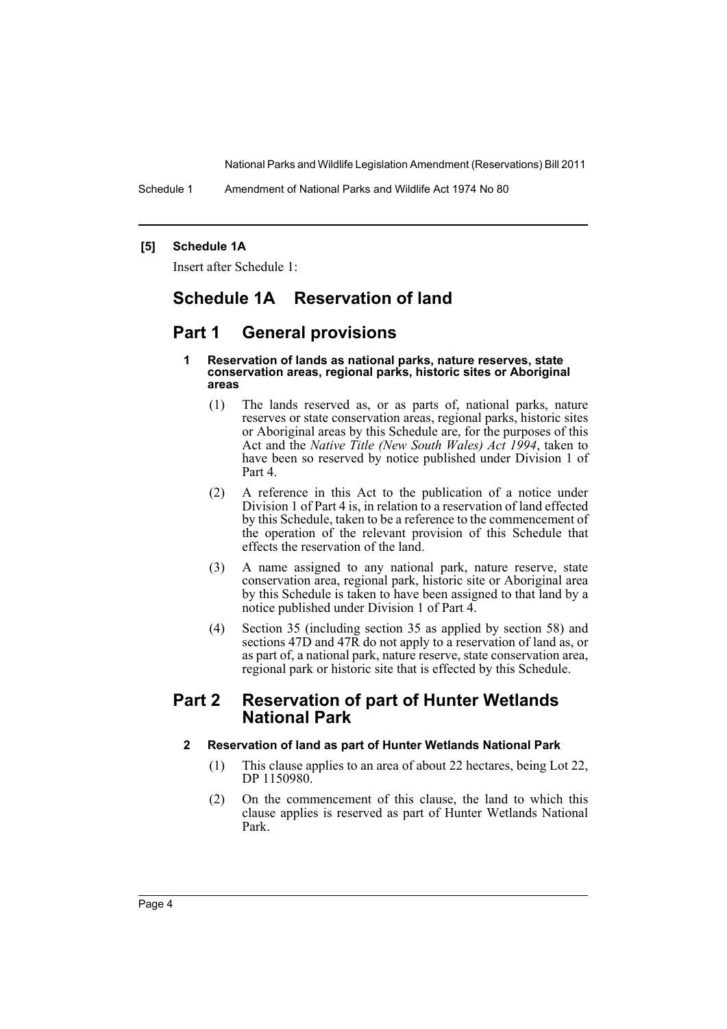**[5] Schedule 1A**

Insert after Schedule 1:

# Schedule 1A Reservation of land

## Part 1 General provisions

### 1 Reservation of lands as national parks, nature reserves, state conservation areas, regional parks, historic sites or Aboriginal areas

(1) The lands reserved as, or as parts of, national parks, nature reserves or state conservation areas, regional parks, historic sites or Aboriginal areas by this Schedule are, for the purposes of this Act and the *Native Title (New South Wales) Act 1994*, taken to have been so reserved by notice published under Division 1 of Part 4.

(2) A reference in this Act to the publication of a notice under Division 1 of Part 4 is, in relation to a reservation of land effected by this Schedule, taken to be a reference to the commencement of the operation of the relevant provision of this Schedule that effects the reservation of the land.

(3) A name assigned to any national park, nature reserve, state conservation area, regional park, historic site or Aboriginal area by this Schedule is taken to have been assigned to that land by a notice published under Division 1 of Part 4.

(4) Section 35 (including section 35 as applied by section 58) and sections 47D and 47R do not apply to a reservation of land as, or as part of, a national park, nature reserve, state conservation area, regional park or historic site that is effected by this Schedule.

## Part 2 Reservation of part of Hunter Wetlands National Park

### 2 Reservation of land as part of Hunter Wetlands National Park

(1) This clause applies to an area of about 22 hectares, being Lot 22, DP 1150980.

(2) On the commencement of this clause, the land to which this clause applies is reserved as part of Hunter Wetlands National Park.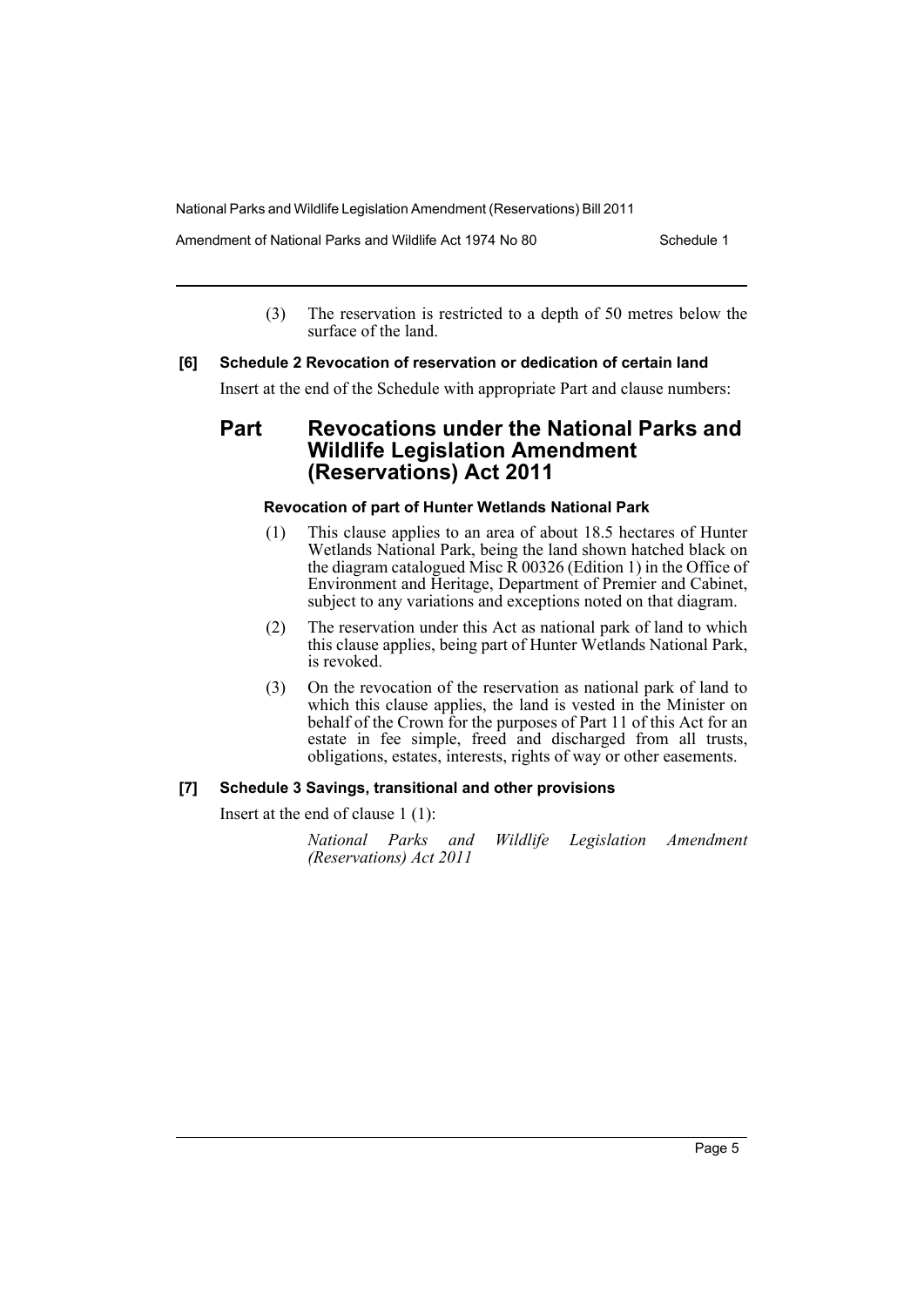(3) The reservation is restricted to a depth of 50 metres below the surface of the land.

**[6] Schedule 2 Revocation of reservation or dedication of certain land**

Insert at the end of the Schedule with appropriate Part and clause numbers:

## Part Revocations under the National Parks and Wildlife Legislation Amendment (Reservations) Act 2011

#### Revocation of part of Hunter Wetlands National Park

(1) This clause applies to an area of about 18.5 hectares of Hunter Wetlands National Park, being the land shown hatched black on the diagram catalogued Misc R 00326 (Edition 1) in the Office of Environment and Heritage, Department of Premier and Cabinet, subject to any variations and exceptions noted on that diagram.

(2) The reservation under this Act as national park of land to which this clause applies, being part of Hunter Wetlands National Park, is revoked.

(3) On the revocation of the reservation as national park of land to which this clause applies, the land is vested in the Minister on behalf of the Crown for the purposes of Part 11 of this Act for an estate in fee simple, freed and discharged from all trusts, obligations, estates, interests, rights of way or other easements.

**[7] Schedule 3 Savings, transitional and other provisions**

Insert at the end of clause 1 (1):

*National Parks and Wildlife Legislation Amendment (Reservations) Act 2011*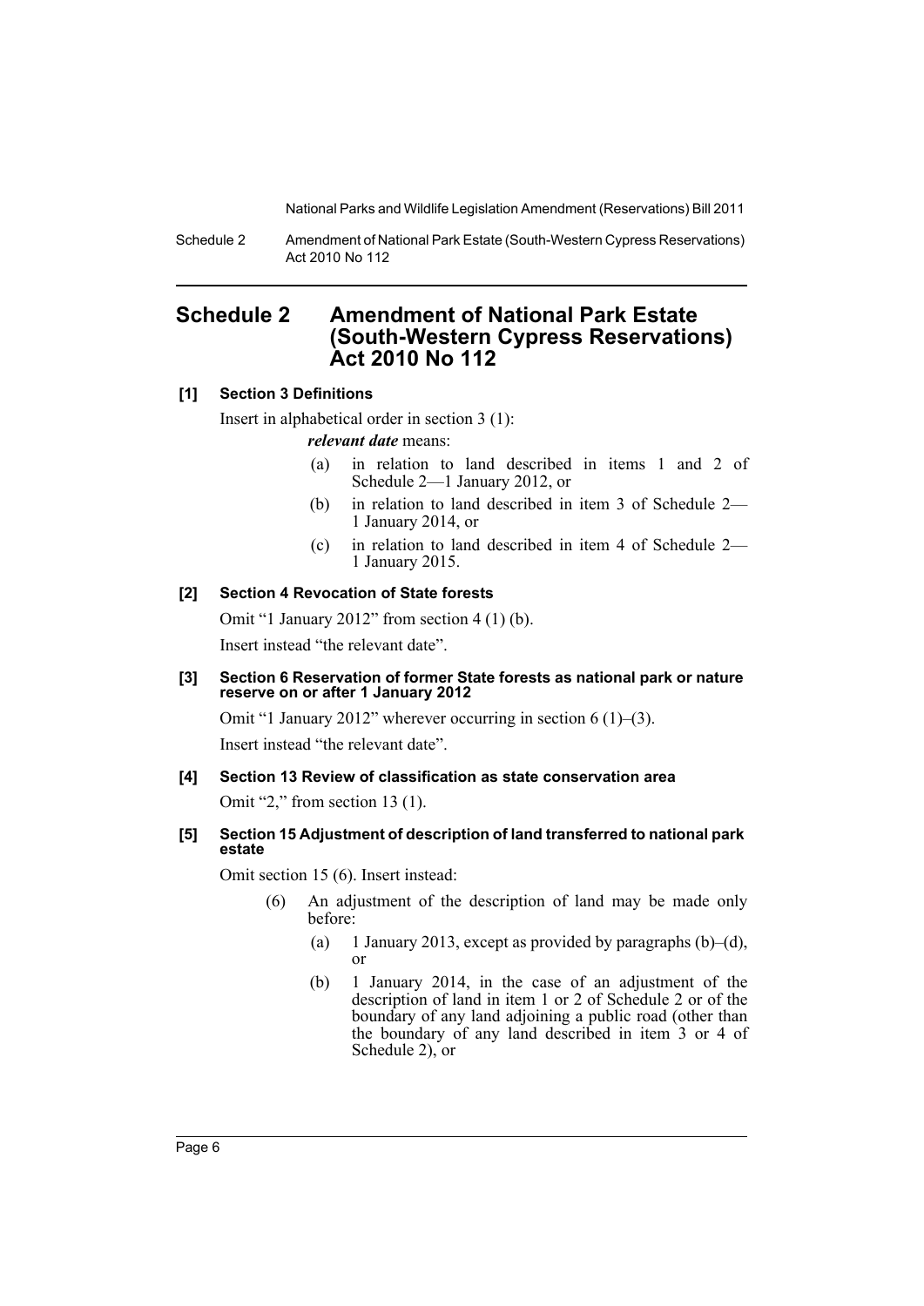## Schedule 2 Amendment of National Park Estate (South-Western Cypress Reservations) Act 2010 No 112

**[1] Section 3 Definitions**

Insert in alphabetical order in section 3 (1):

> ***relevant date*** means:
>
> (a) in relation to land described in items 1 and 2 of Schedule 2—1 January 2012, or
>
> (b) in relation to land described in item 3 of Schedule 2—1 January 2014, or
>
> (c) in relation to land described in item 4 of Schedule 2—1 January 2015.

**[2] Section 4 Revocation of State forests**

Omit "1 January 2012" from section 4 (1) (b).

Insert instead "the relevant date".

**[3] Section 6 Reservation of former State forests as national park or nature reserve on or after 1 January 2012**

Omit "1 January 2012" wherever occurring in section 6 (1)–(3).

Insert instead "the relevant date".

**[4] Section 13 Review of classification as state conservation area**

Omit "2," from section 13 (1).

**[5] Section 15 Adjustment of description of land transferred to national park estate**

Omit section 15 (6). Insert instead:

> (6) An adjustment of the description of land may be made only before:
>
> (a) 1 January 2013, except as provided by paragraphs (b)–(d), or
>
> (b) 1 January 2014, in the case of an adjustment of the description of land in item 1 or 2 of Schedule 2 or of the boundary of any land adjoining a public road (other than the boundary of any land described in item 3 or 4 of Schedule 2), or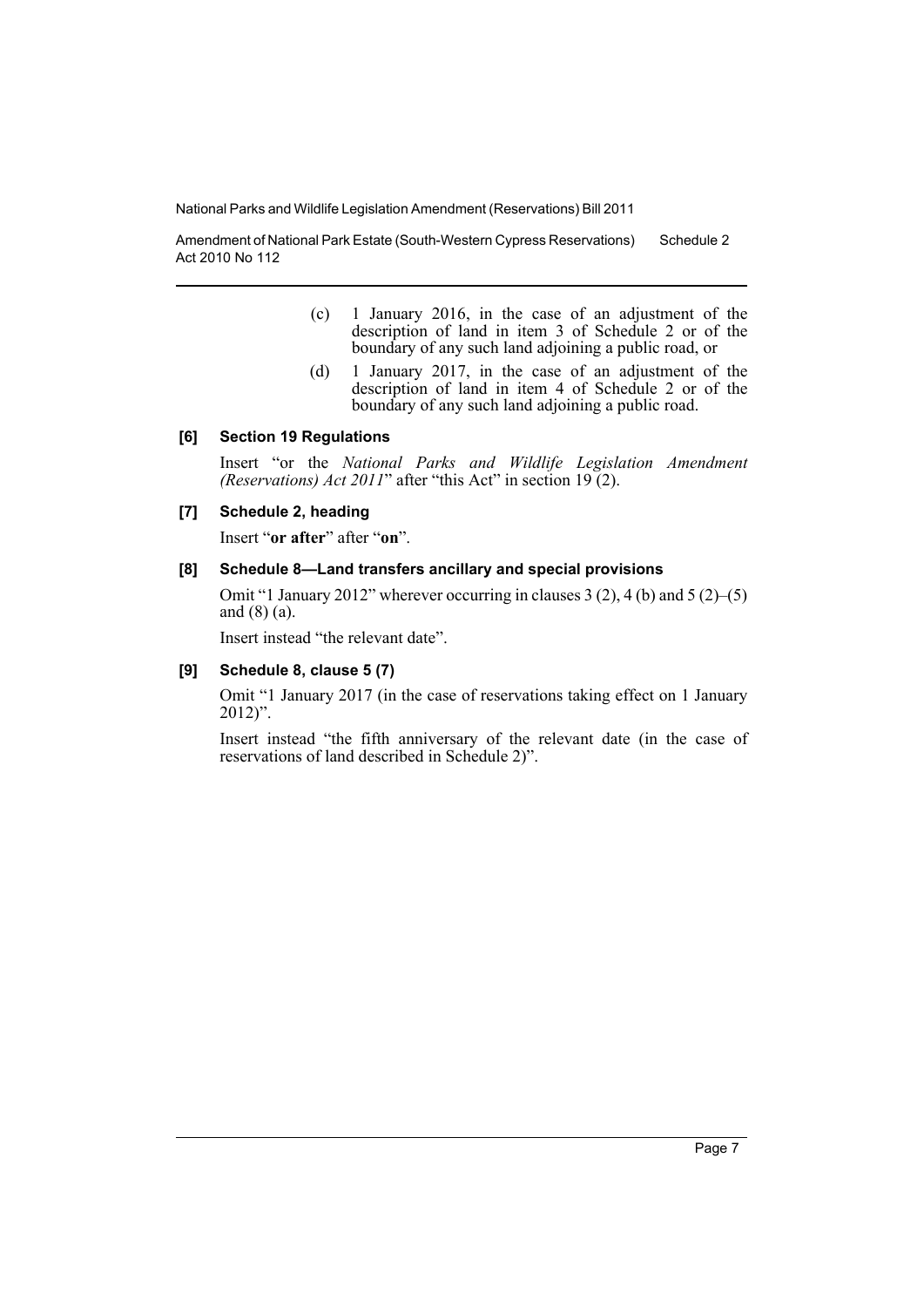(c) 1 January 2016, in the case of an adjustment of the description of land in item 3 of Schedule 2 or of the boundary of any such land adjoining a public road, or

(d) 1 January 2017, in the case of an adjustment of the description of land in item 4 of Schedule 2 or of the boundary of any such land adjoining a public road.

#### [6] Section 19 Regulations

Insert "or the *National Parks and Wildlife Legislation Amendment (Reservations) Act 2011*" after "this Act" in section 19 (2).

#### [7] Schedule 2, heading

Insert "**or after**" after "**on**".

#### [8] Schedule 8—Land transfers ancillary and special provisions

Omit "1 January 2012" wherever occurring in clauses 3 (2), 4 (b) and 5 (2)–(5) and (8) (a).

Insert instead "the relevant date".

#### [9] Schedule 8, clause 5 (7)

Omit "1 January 2017 (in the case of reservations taking effect on 1 January 2012)".

Insert instead "the fifth anniversary of the relevant date (in the case of reservations of land described in Schedule 2)".